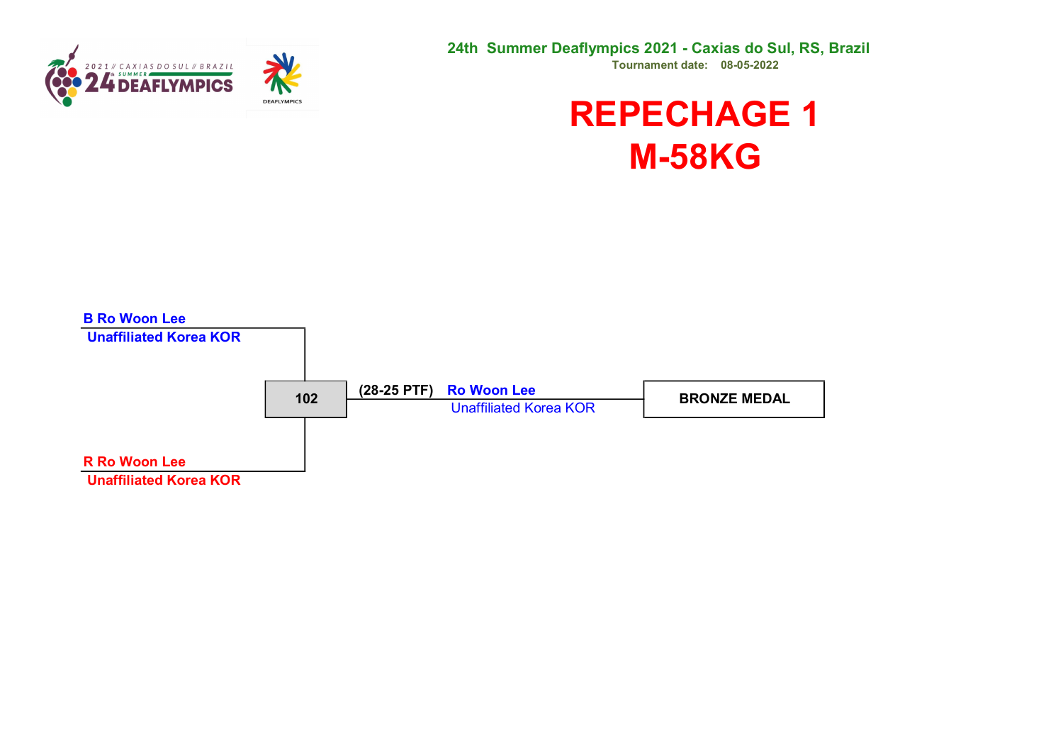24th Summer Deaflympics 2021 - Caxias do Sul, RS, Brazil

Tournament date: 08-05-2022

# REPECHAGE 1
# M-58KG

**B Ro Woon Lee**
**Unaffiliated Korea KOR**

**102**

**(28-25 PTF)** **Ro Woon Lee**
Unaffiliated Korea KOR

**BRONZE MEDAL**

**R Ro Woon Lee**
**Unaffiliated Korea KOR**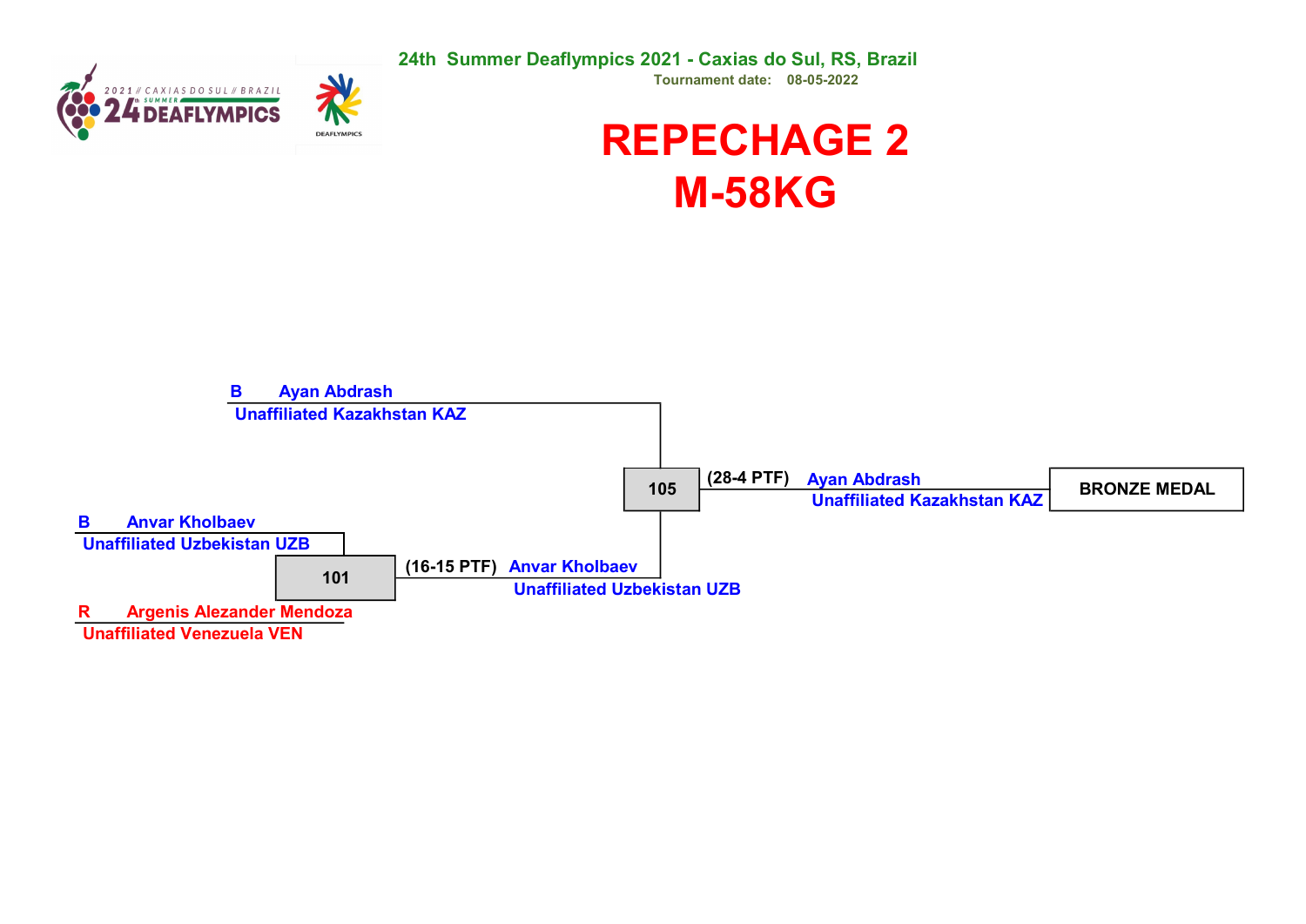**24th Summer Deaflympics 2021 - Caxias do Sul, RS, Brazil**

**Tournament date: 08-05-2022**

# REPECHAGE 2
# M-58KG

| Round 1 | Match | Result | Winner | Match | Result | Winner |
|---|---|---|---|---|---|---|
| B Anvar Kholbaev, Unaffiliated Uzbekistan UZB | 101 | (16-15 PTF) | Anvar Kholbaev, Unaffiliated Uzbekistan UZB | 105 | (28-4 PTF) | Ayan Abdrash, Unaffiliated Kazakhstan KAZ — BRONZE MEDAL |
| R Argenis Alezander Mendoza, Unaffiliated Venezuela VEN | | | | | | |
| | | | B Ayan Abdrash, Unaffiliated Kazakhstan KAZ | | | |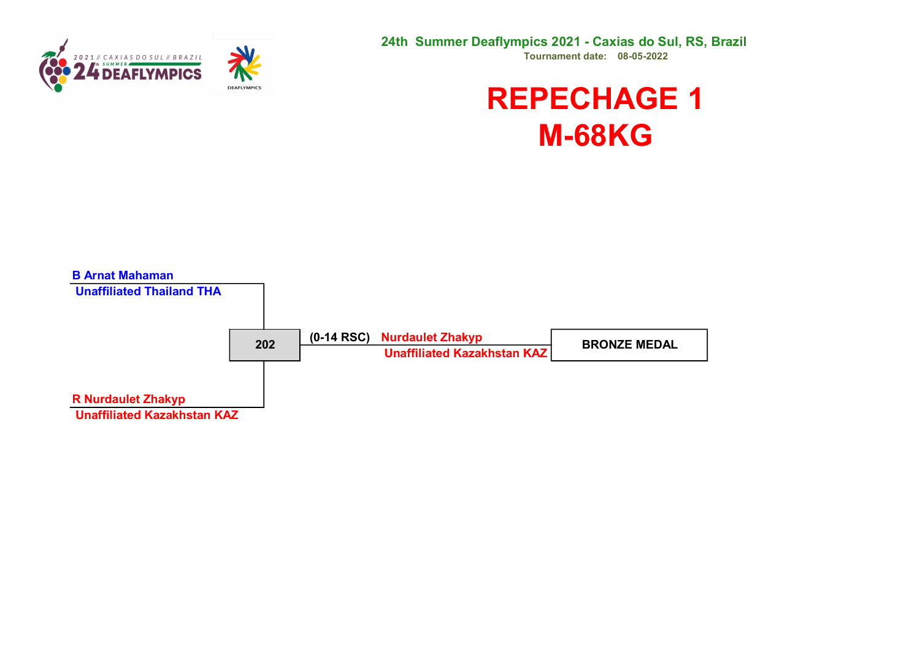24th Summer Deaflympics 2021 - Caxias do Sul, RS, Brazil

Tournament date: 08-05-2022

# REPECHAGE 1
# M-68KG

B Arnat Mahaman
Unaffiliated Thailand THA

202

(0-14 RSC) Nurdaulet Zhakyp
Unaffiliated Kazakhstan KAZ

BRONZE MEDAL

R Nurdaulet Zhakyp
Unaffiliated Kazakhstan KAZ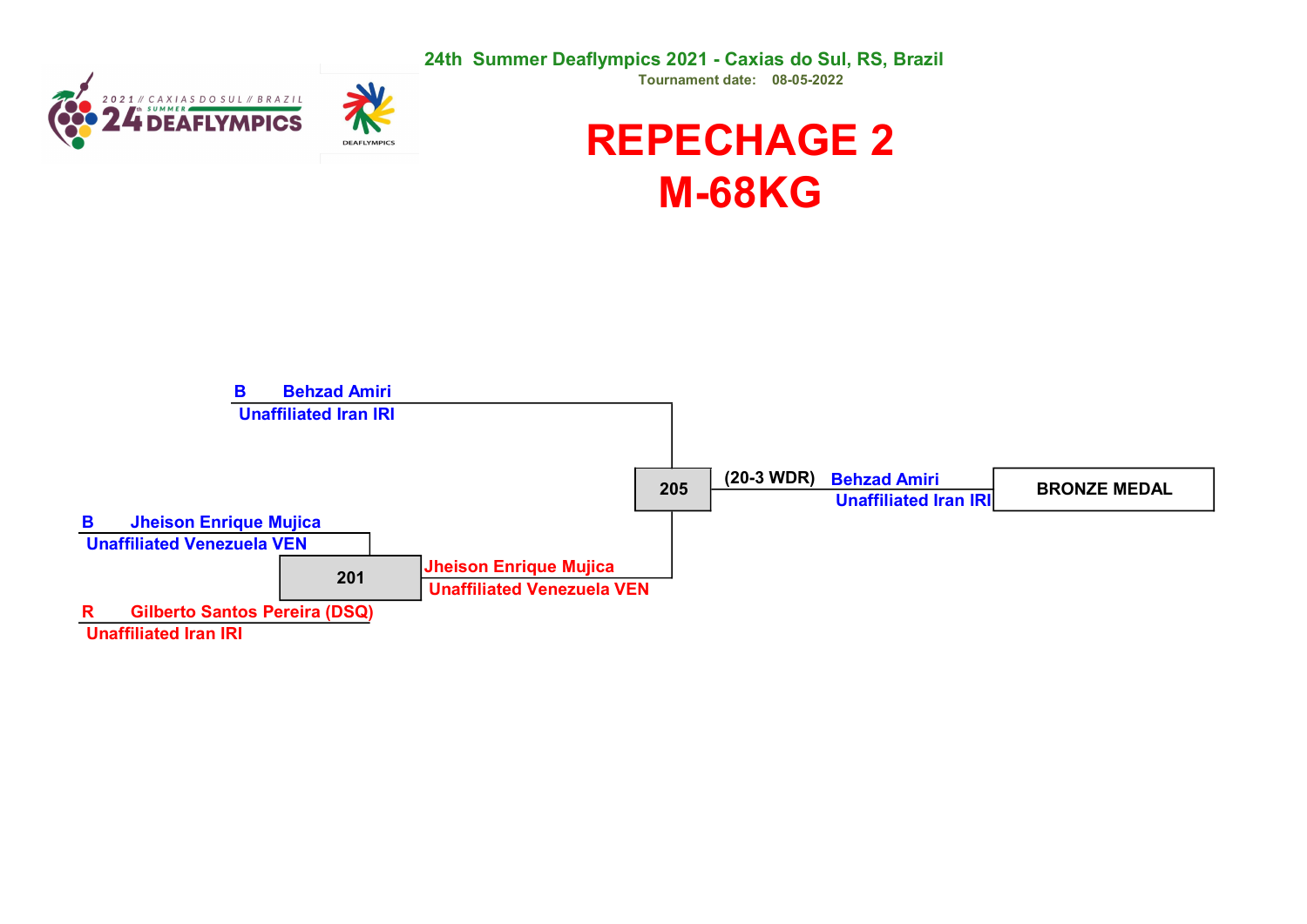24th Summer Deaflympics 2021 - Caxias do Sul, RS, Brazil

Tournament date: 08-05-2022

# REPECHAGE 2
# M-68KG

**B** Behzad Amiri
Unaffiliated Iran IRI

**B** Jheison Enrique Mujica
Unaffiliated Venezuela VEN

**201**

**R** Gilberto Santos Pereira (DSQ)
Unaffiliated Iran IRI

Jheison Enrique Mujica
Unaffiliated Venezuela VEN

**205**

(20-3 WDR) Behzad Amiri
Unaffiliated Iran IRI

**BRONZE MEDAL**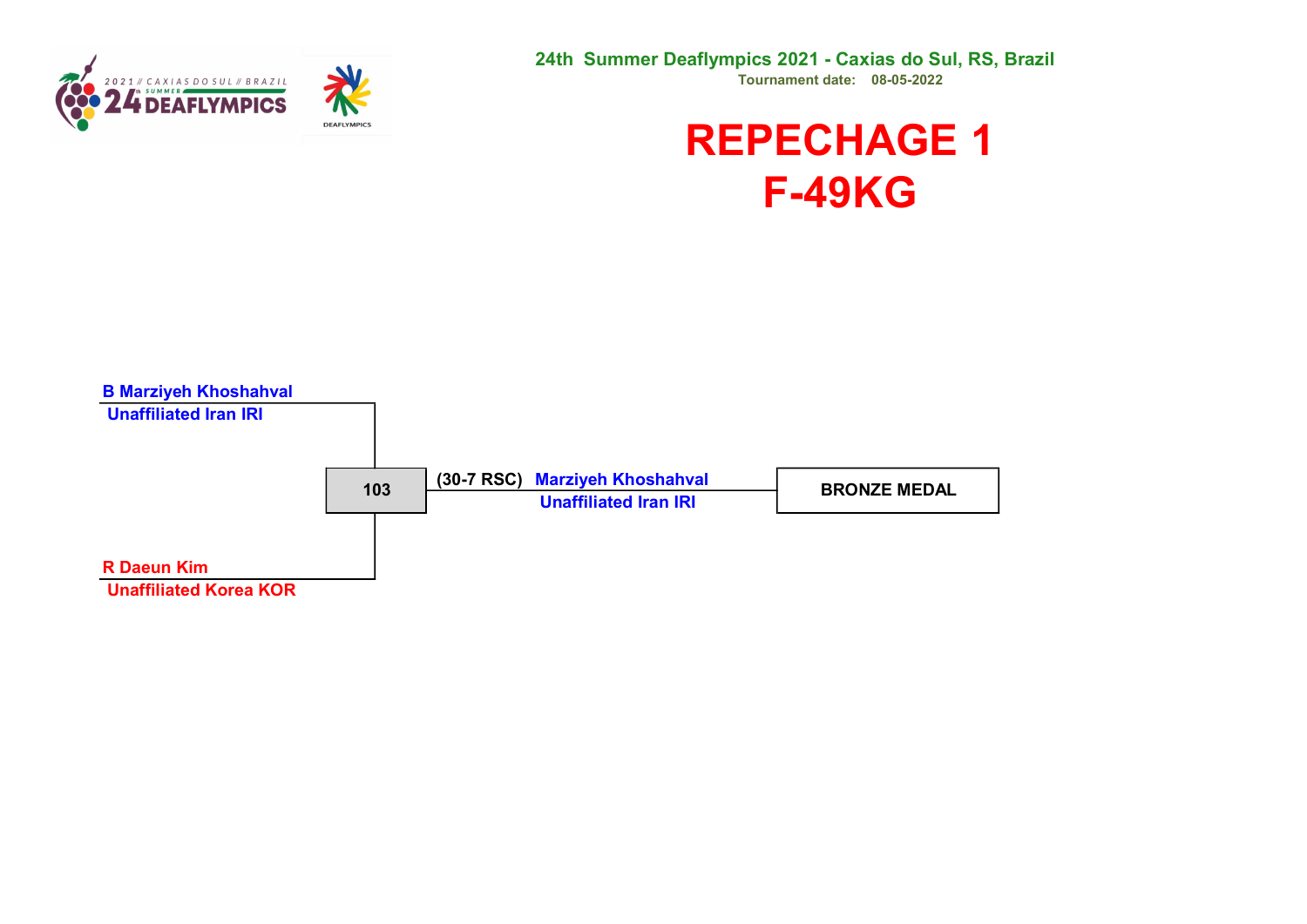24th Summer Deaflympics 2021 - Caxias do Sul, RS, Brazil

Tournament date: 08-05-2022

# REPECHAGE 1
# F-49KG

B Marziyeh Khoshahval
Unaffiliated Iran IRI

103

(30-7 RSC) Marziyeh Khoshahval
Unaffiliated Iran IRI

BRONZE MEDAL

R Daeun Kim
Unaffiliated Korea KOR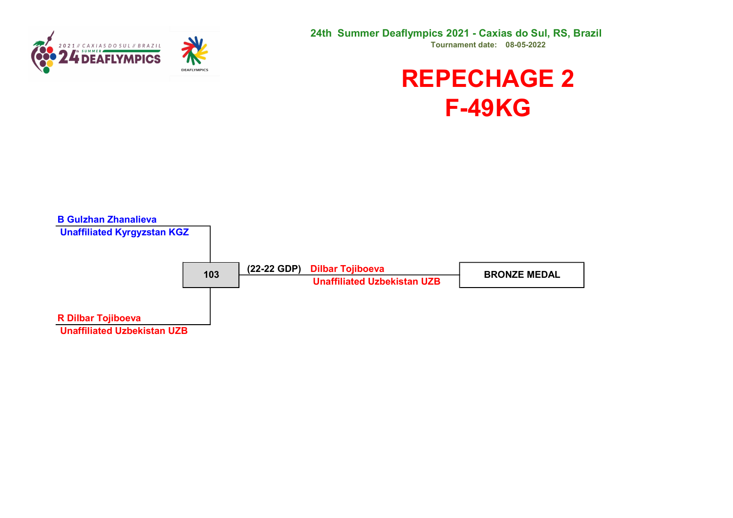24th Summer Deaflympics 2021 - Caxias do Sul, RS, Brazil

Tournament date: 08-05-2022

# REPECHAGE 2
# F-49KG

B Gulzhan Zhanalieva
Unaffiliated Kyrgyzstan KGZ

R Dilbar Tojiboeva
Unaffiliated Uzbekistan UZB

103

(22-22 GDP) Dilbar Tojiboeva
Unaffiliated Uzbekistan UZB

BRONZE MEDAL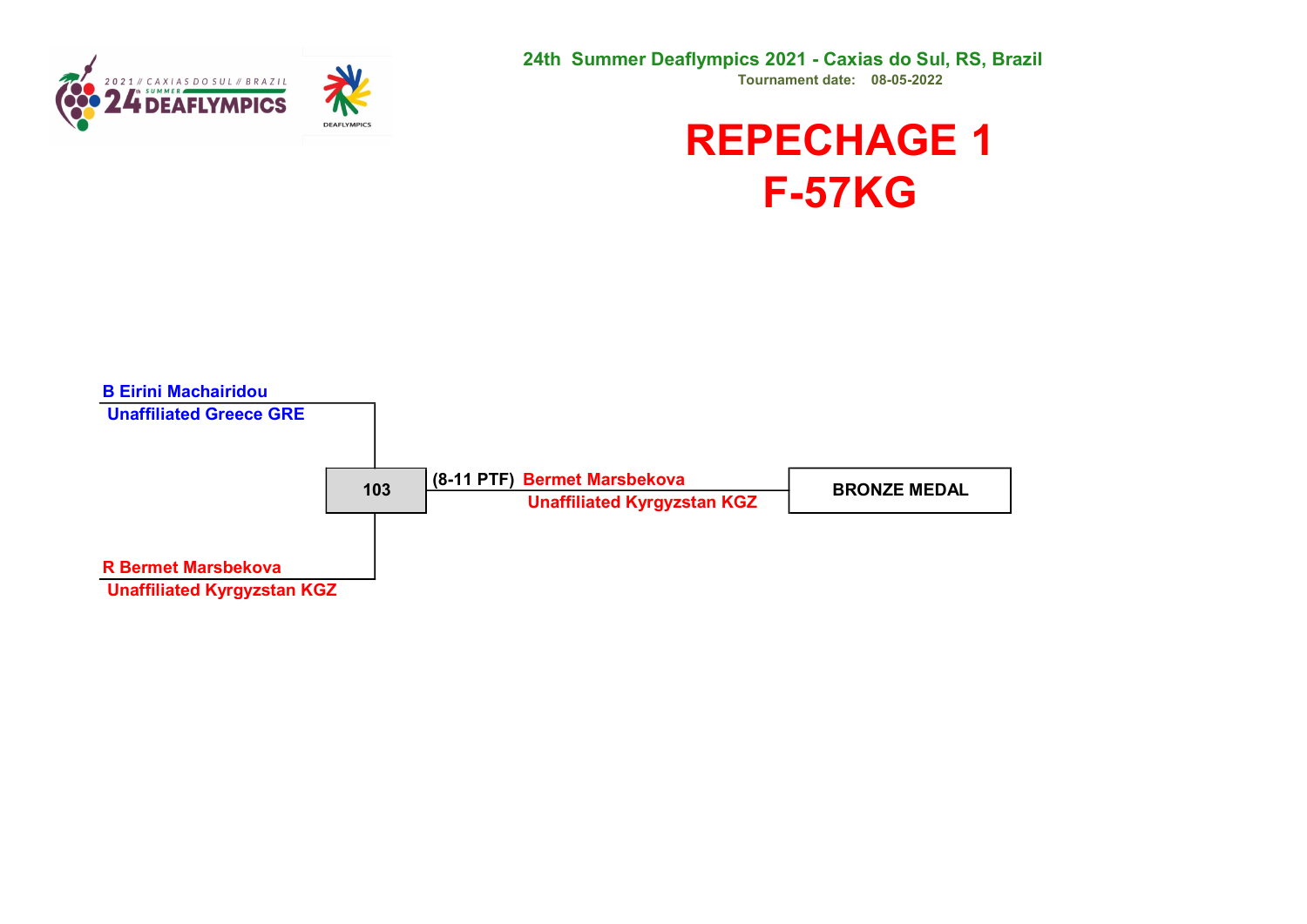24th Summer Deaflympics 2021 - Caxias do Sul, RS, Brazil

Tournament date: 08-05-2022

# REPECHAGE 1
# F-57KG

**B Eirini Machairidou**
Unaffiliated Greece GRE

**103**

**(8-11 PTF) Bermet Marsbekova**
Unaffiliated Kyrgyzstan KGZ

**BRONZE MEDAL**

**R Bermet Marsbekova**
Unaffiliated Kyrgyzstan KGZ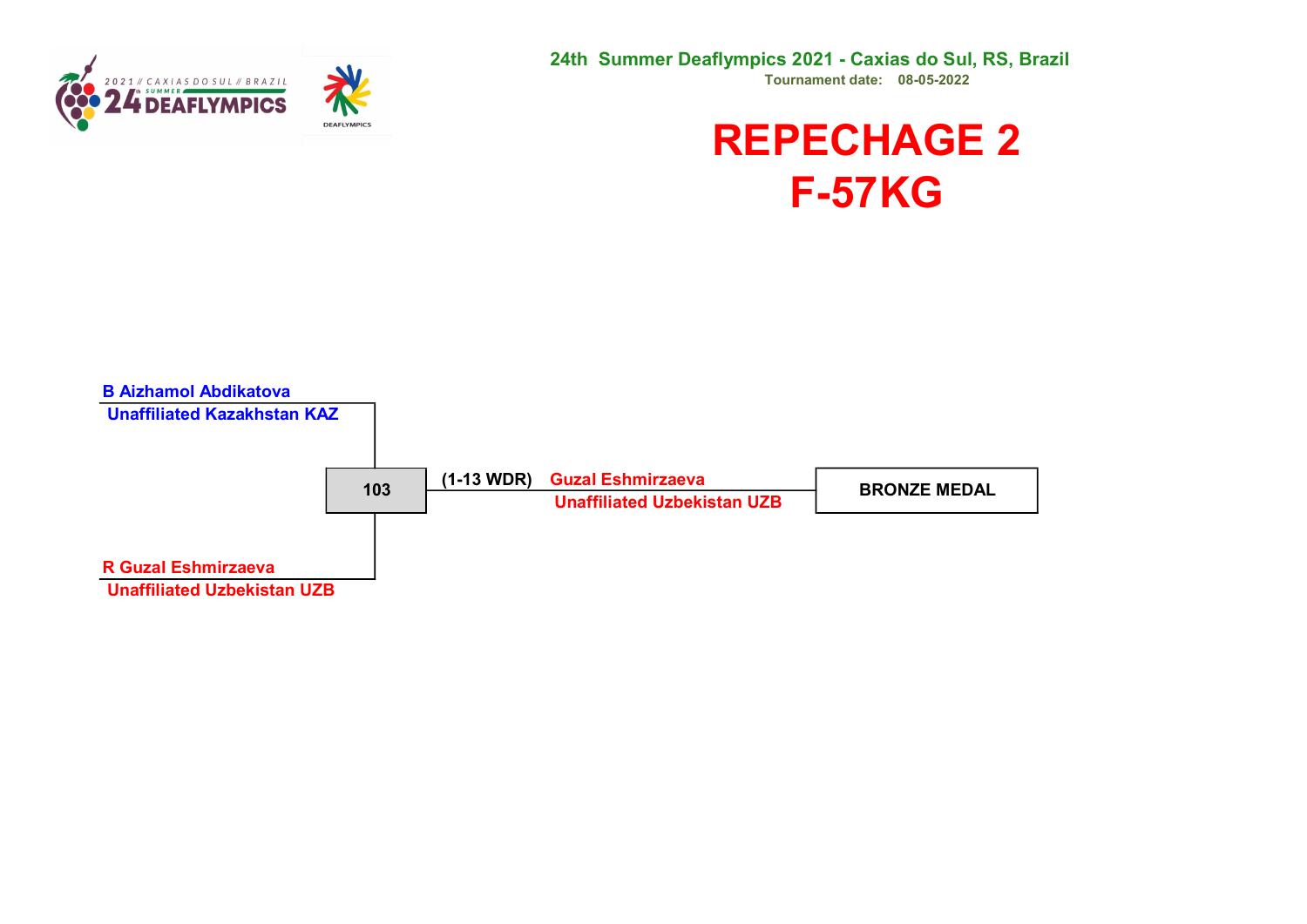24th Summer Deaflympics 2021 - Caxias do Sul, RS, Brazil

Tournament date: 08-05-2022

# REPECHAGE 2
# F-57KG

**B Aizhamol Abdikatova**
**Unaffiliated Kazakhstan KAZ**

**103**

**R Guzal Eshmirzaeva**
**Unaffiliated Uzbekistan UZB**

**(1-13 WDR)** **Guzal Eshmirzaeva**
**Unaffiliated Uzbekistan UZB**

**BRONZE MEDAL**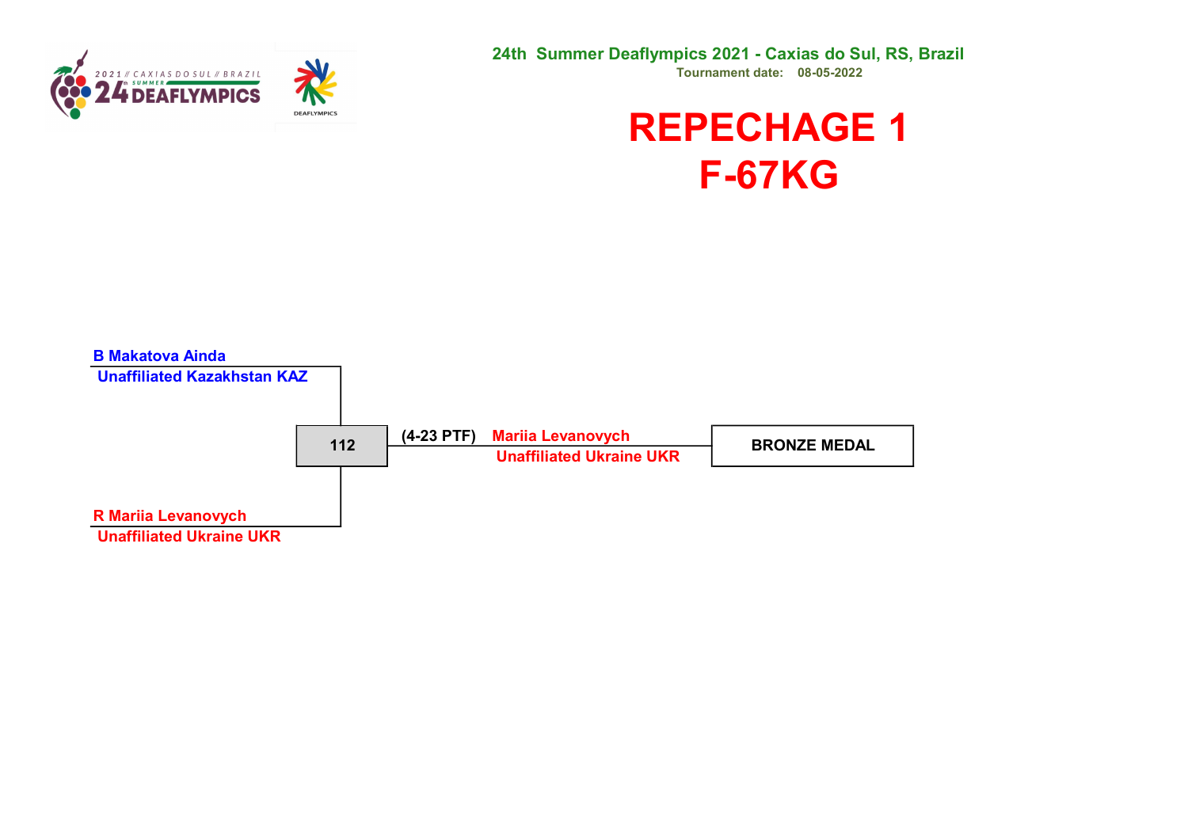24th Summer Deaflympics 2021 - Caxias do Sul, RS, Brazil

Tournament date: 08-05-2022

# REPECHAGE 1
# F-67KG

B Makatova Ainda
Unaffiliated Kazakhstan KAZ

R Mariia Levanovych
Unaffiliated Ukraine UKR

112

(4-23 PTF) Mariia Levanovych
Unaffiliated Ukraine UKR

BRONZE MEDAL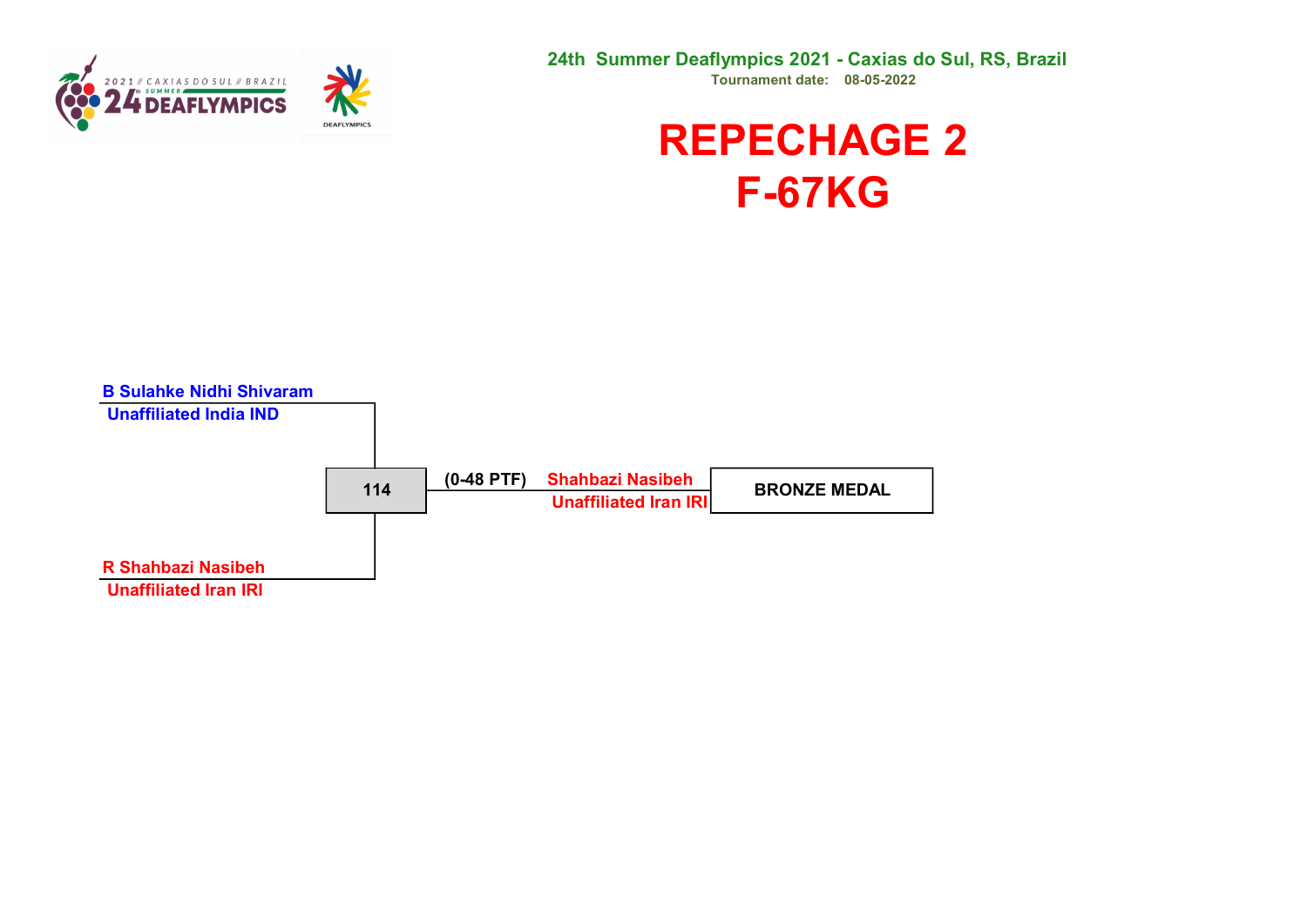24th Summer Deaflympics 2021 - Caxias do Sul, RS, Brazil

Tournament date: 08-05-2022

# REPECHAGE 2
# F-67KG

B Sulahke Nidhi Shivaram
Unaffiliated India IND

114

(0-48 PTF) Shahbazi Nasibeh
Unaffiliated Iran IRI

BRONZE MEDAL

R Shahbazi Nasibeh
Unaffiliated Iran IRI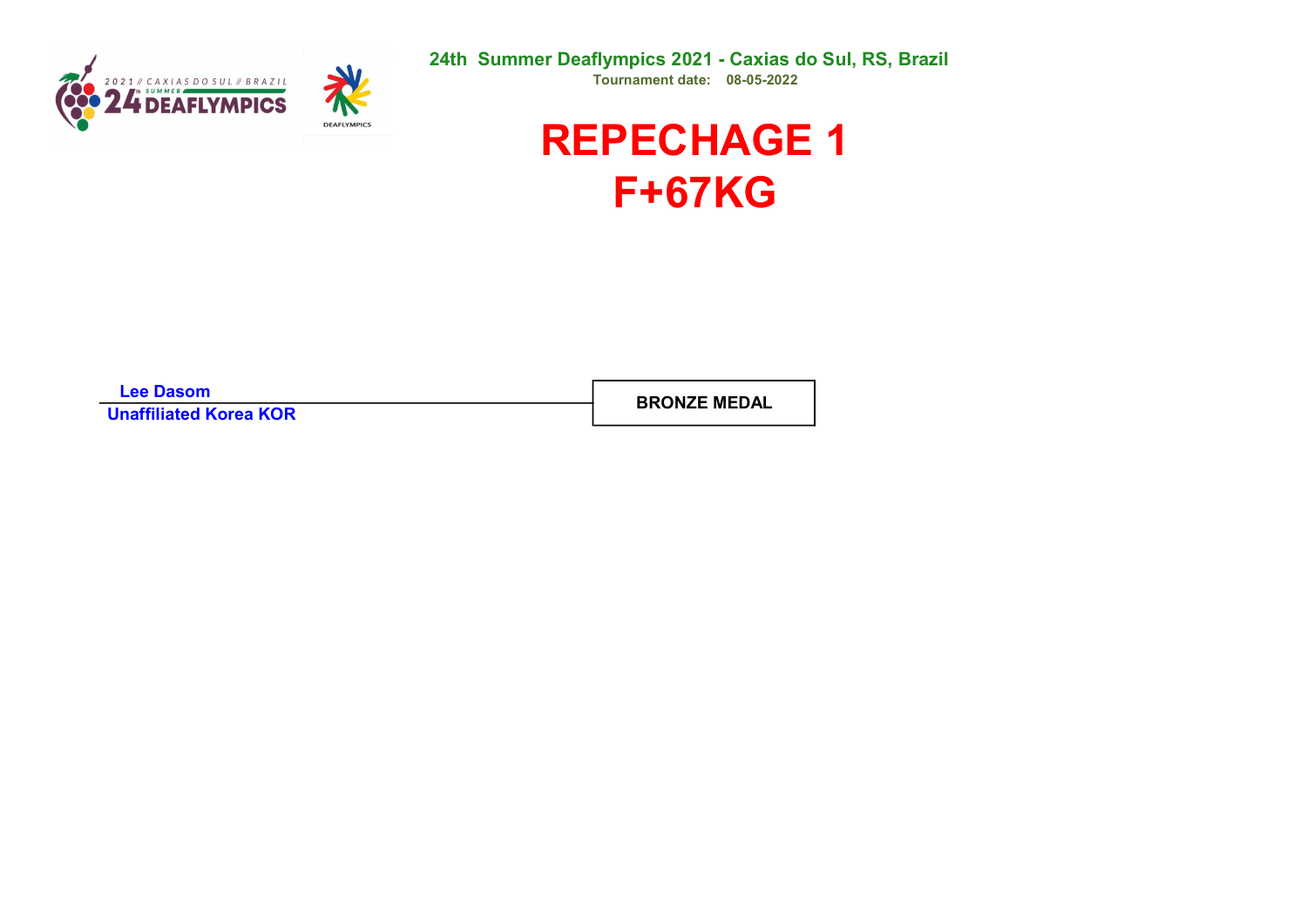24th Summer Deaflympics 2021 - Caxias do Sul, RS, Brazil

Tournament date: 08-05-2022

# REPECHAGE 1
# F+67KG

| Lee Dasom<br>Unaffiliated Korea KOR | BRONZE MEDAL |
|---|---|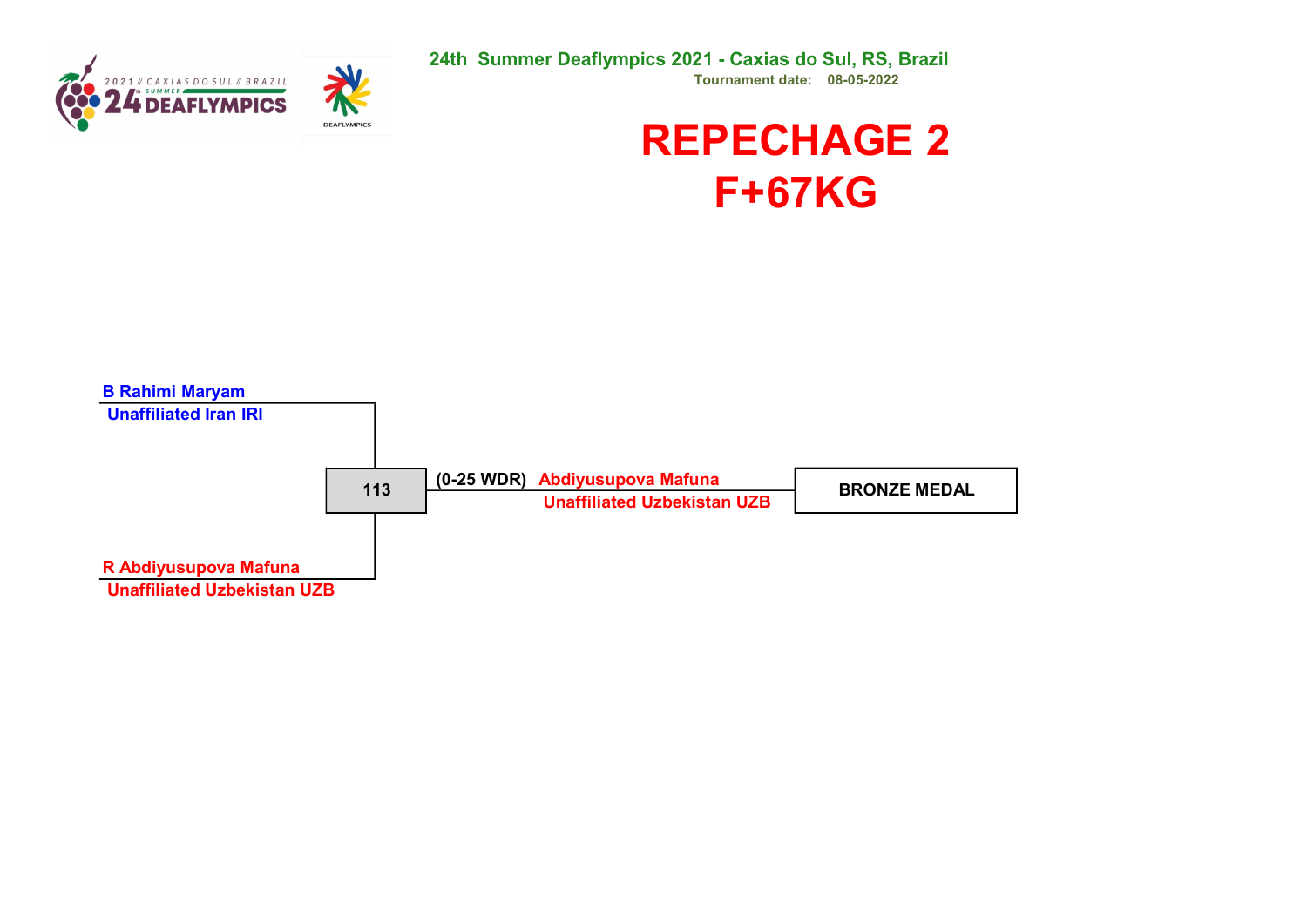24th Summer Deaflympics 2021 - Caxias do Sul, RS, Brazil

Tournament date: 08-05-2022

# REPECHAGE 2
# F+67KG

B Rahimi Maryam
Unaffiliated Iran IRI

113

(0-25 WDR) Abdiyusupova Mafuna
Unaffiliated Uzbekistan UZB

BRONZE MEDAL

R Abdiyusupova Mafuna
Unaffiliated Uzbekistan UZB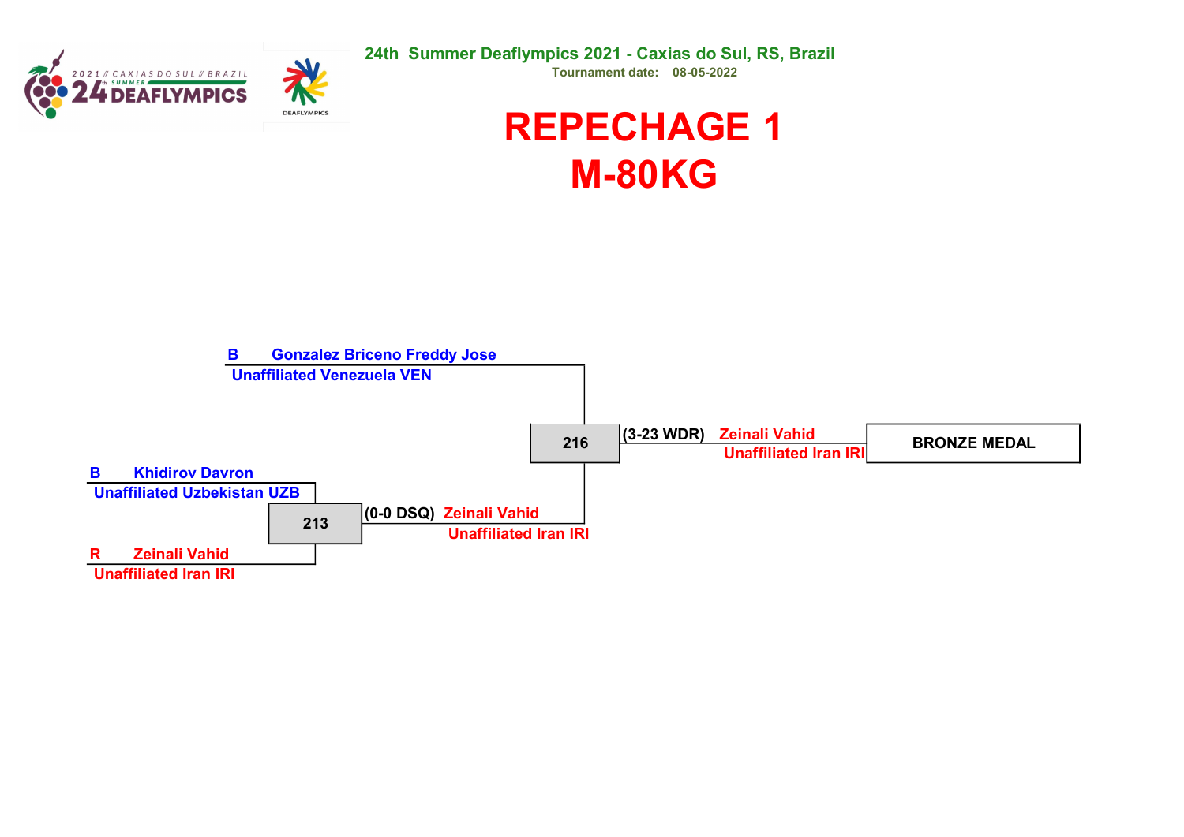24th Summer Deaflympics 2021 - Caxias do Sul, RS, Brazil

Tournament date: 08-05-2022

# REPECHAGE 1

# M-80KG

**Match 213**

- B Khidirov Davron — Unaffiliated Uzbekistan UZB
- R Zeinali Vahid — Unaffiliated Iran IRI

Result: (0-0 DSQ) Zeinali Vahid — Unaffiliated Iran IRI

**Match 216**

- B Gonzalez Briceno Freddy Jose — Unaffiliated Venezuela VEN
- Zeinali Vahid — Unaffiliated Iran IRI

Result: (3-23 WDR) Zeinali Vahid — Unaffiliated Iran IRI

**BRONZE MEDAL**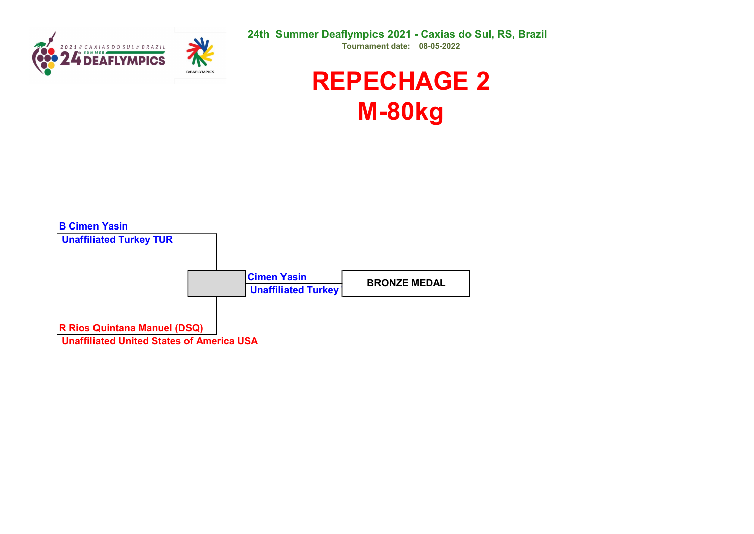24th Summer Deaflympics 2021 - Caxias do Sul, RS, Brazil

Tournament date: 08-05-2022

# REPECHAGE 2

# M-80kg

**B Cimen Yasin**
**Unaffiliated Turkey TUR**

**Cimen Yasin**
**Unaffiliated Turkey**

**BRONZE MEDAL**

**R Rios Quintana Manuel (DSQ)**
**Unaffiliated United States of America USA**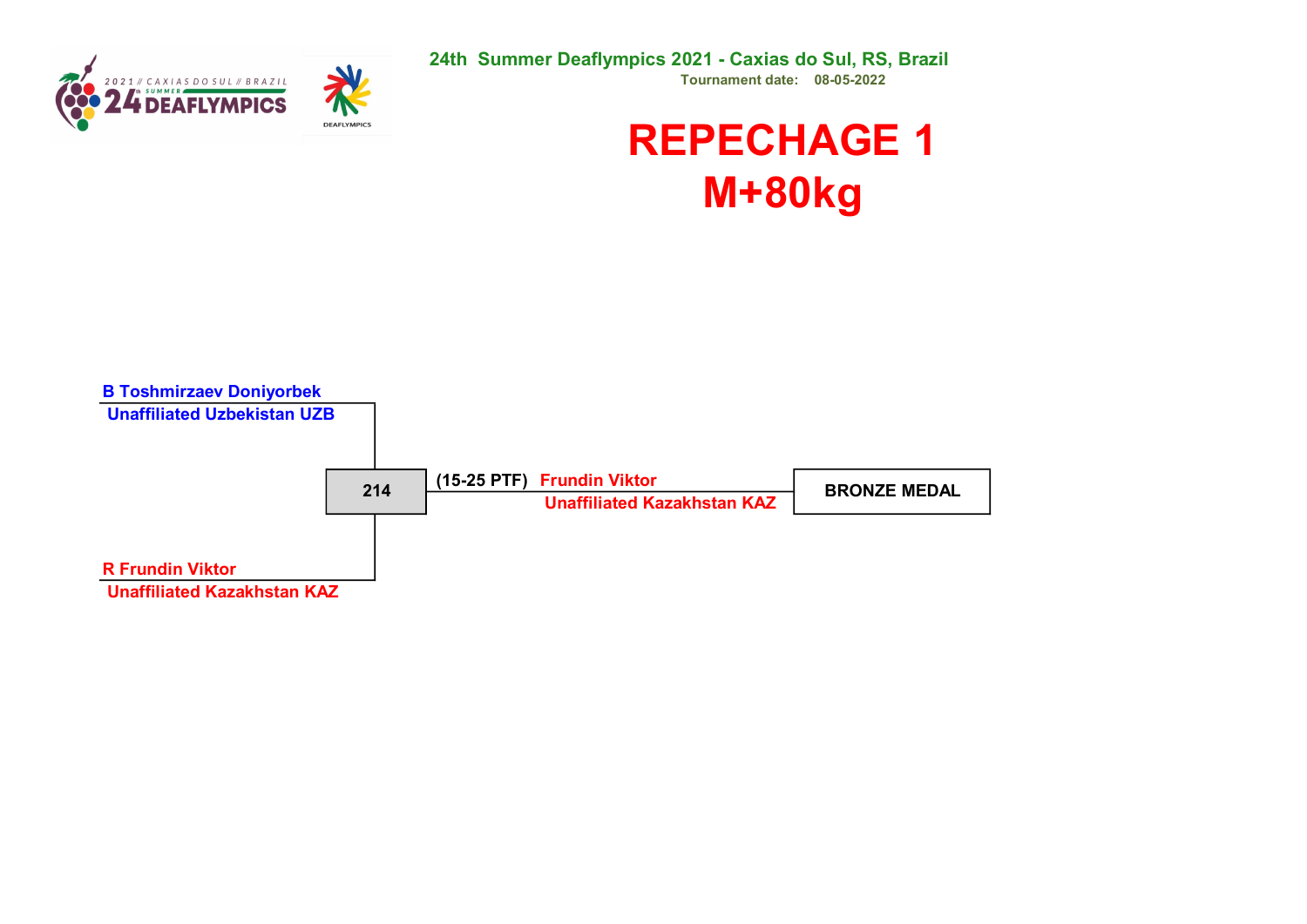24th Summer Deaflympics 2021 - Caxias do Sul, RS, Brazil

Tournament date: 08-05-2022

# REPECHAGE 1

# M+80kg

**B Toshmirzaev Doniyorbek**
Unaffiliated Uzbekistan UZB

**R Frundin Viktor**
Unaffiliated Kazakhstan KAZ

| Match | Result | Winner |
| --- | --- | --- |
| 214 | (15-25 PTF) | Frundin Viktor, Unaffiliated Kazakhstan KAZ |

**BRONZE MEDAL**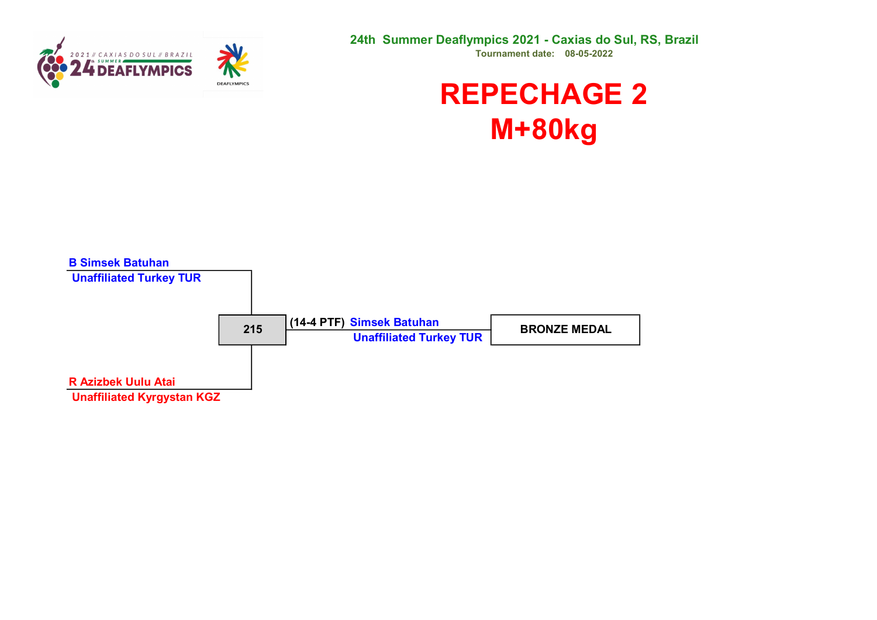24th Summer Deaflympics 2021 - Caxias do Sul, RS, Brazil

Tournament date: 08-05-2022

# REPECHAGE 2
# M+80kg

B Simsek Batuhan
Unaffiliated Turkey TUR

215

(14-4 PTF) Simsek Batuhan
Unaffiliated Turkey TUR

BRONZE MEDAL

R Azizbek Uulu Atai
Unaffiliated Kyrgystan KGZ